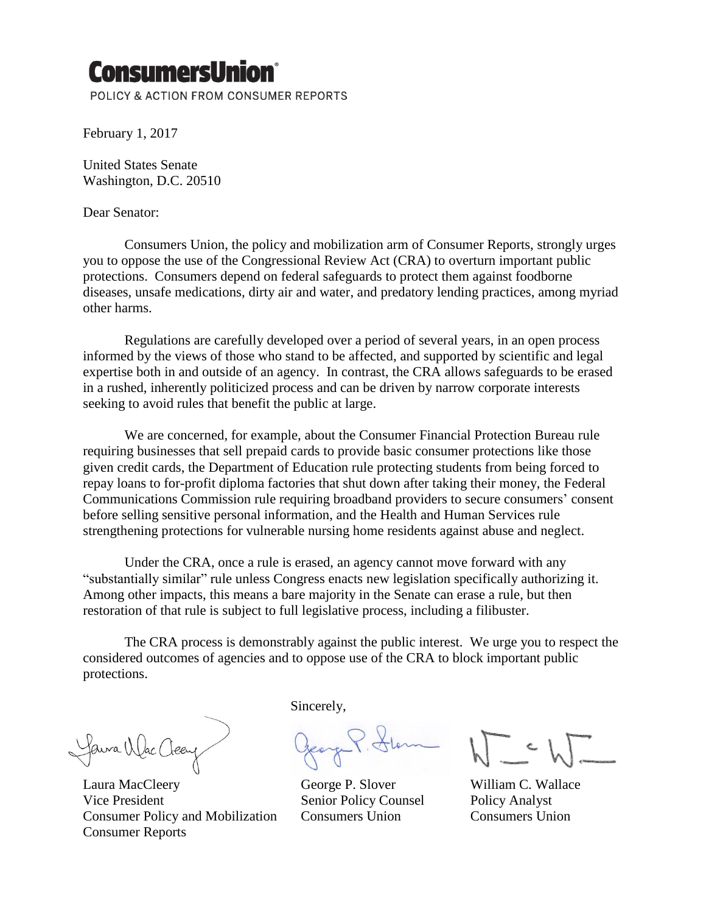# ConsumersUnion®

POLICY & ACTION FROM CONSUMER REPORTS

February 1, 2017

United States Senate
Washington, D.C. 20510

Dear Senator:

Consumers Union, the policy and mobilization arm of Consumer Reports, strongly urges you to oppose the use of the Congressional Review Act (CRA) to overturn important public protections. Consumers depend on federal safeguards to protect them against foodborne diseases, unsafe medications, dirty air and water, and predatory lending practices, among myriad other harms.

Regulations are carefully developed over a period of several years, in an open process informed by the views of those who stand to be affected, and supported by scientific and legal expertise both in and outside of an agency. In contrast, the CRA allows safeguards to be erased in a rushed, inherently politicized process and can be driven by narrow corporate interests seeking to avoid rules that benefit the public at large.

We are concerned, for example, about the Consumer Financial Protection Bureau rule requiring businesses that sell prepaid cards to provide basic consumer protections like those given credit cards, the Department of Education rule protecting students from being forced to repay loans to for-profit diploma factories that shut down after taking their money, the Federal Communications Commission rule requiring broadband providers to secure consumers' consent before selling sensitive personal information, and the Health and Human Services rule strengthening protections for vulnerable nursing home residents against abuse and neglect.

Under the CRA, once a rule is erased, an agency cannot move forward with any "substantially similar" rule unless Congress enacts new legislation specifically authorizing it. Among other impacts, this means a bare majority in the Senate can erase a rule, but then restoration of that rule is subject to full legislative process, including a filibuster.

The CRA process is demonstrably against the public interest. We urge you to respect the considered outcomes of agencies and to oppose use of the CRA to block important public protections.

Sincerely,

Laura MacCleery
Vice President
Consumer Policy and Mobilization
Consumer Reports

George P. Slover
Senior Policy Counsel
Consumers Union

William C. Wallace
Policy Analyst
Consumers Union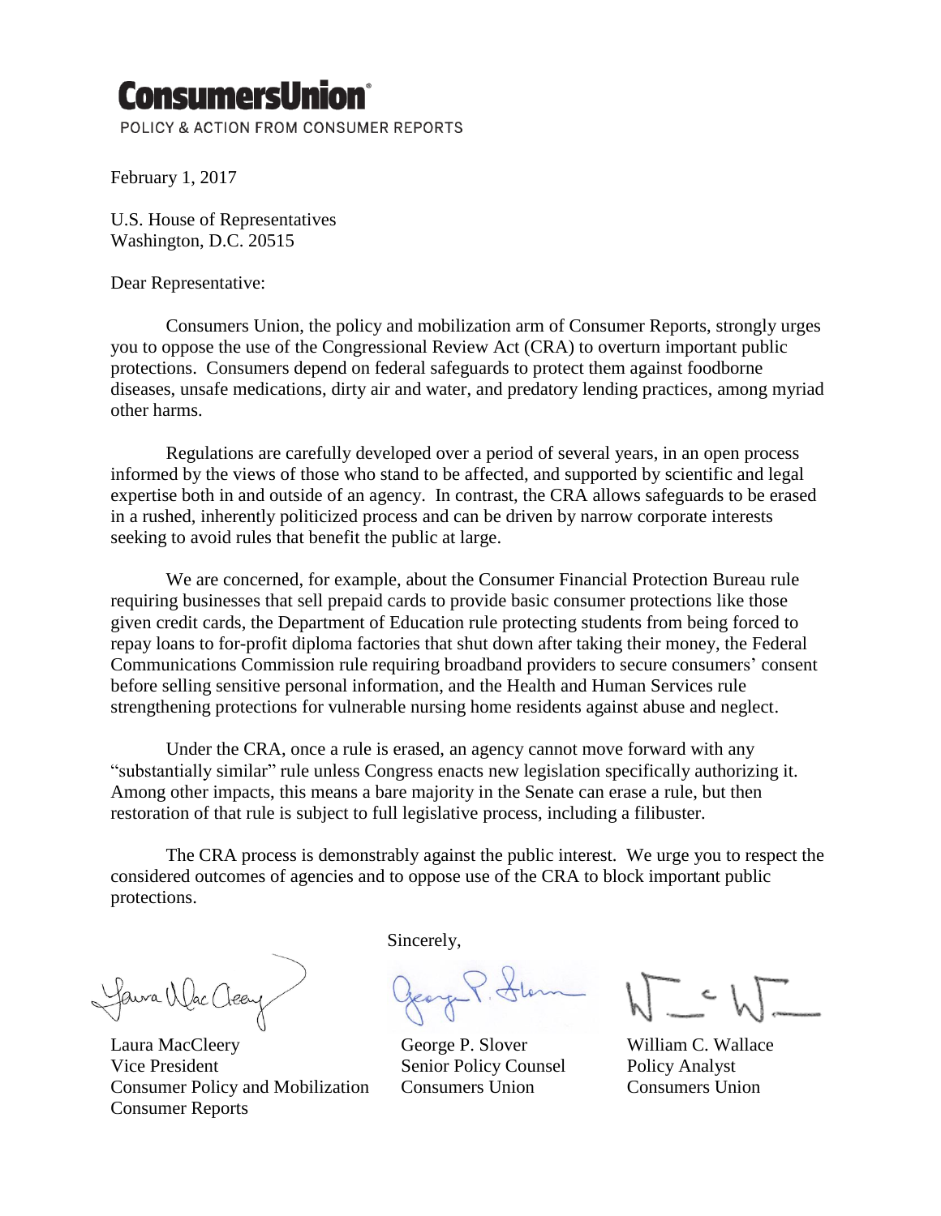# ConsumersUnion

POLICY & ACTION FROM CONSUMER REPORTS

February 1, 2017

U.S. House of Representatives
Washington, D.C. 20515

Dear Representative:

Consumers Union, the policy and mobilization arm of Consumer Reports, strongly urges you to oppose the use of the Congressional Review Act (CRA) to overturn important public protections. Consumers depend on federal safeguards to protect them against foodborne diseases, unsafe medications, dirty air and water, and predatory lending practices, among myriad other harms.

Regulations are carefully developed over a period of several years, in an open process informed by the views of those who stand to be affected, and supported by scientific and legal expertise both in and outside of an agency. In contrast, the CRA allows safeguards to be erased in a rushed, inherently politicized process and can be driven by narrow corporate interests seeking to avoid rules that benefit the public at large.

We are concerned, for example, about the Consumer Financial Protection Bureau rule requiring businesses that sell prepaid cards to provide basic consumer protections like those given credit cards, the Department of Education rule protecting students from being forced to repay loans to for-profit diploma factories that shut down after taking their money, the Federal Communications Commission rule requiring broadband providers to secure consumers' consent before selling sensitive personal information, and the Health and Human Services rule strengthening protections for vulnerable nursing home residents against abuse and neglect.

Under the CRA, once a rule is erased, an agency cannot move forward with any "substantially similar" rule unless Congress enacts new legislation specifically authorizing it. Among other impacts, this means a bare majority in the Senate can erase a rule, but then restoration of that rule is subject to full legislative process, including a filibuster.

The CRA process is demonstrably against the public interest. We urge you to respect the considered outcomes of agencies and to oppose use of the CRA to block important public protections.

Sincerely,

Laura MacCleery
Vice President
Consumer Policy and Mobilization
Consumer Reports

George P. Slover
Senior Policy Counsel
Consumers Union

William C. Wallace
Policy Analyst
Consumers Union